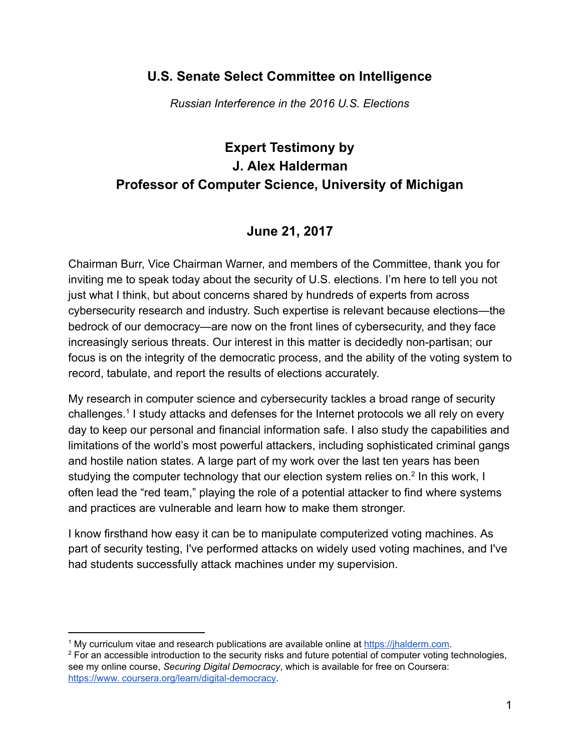## U.S. Senate Select Committee on Intelligence

*Russian Interference in the 2016 U.S. Elections*

# Expert Testimony by
# J. Alex Halderman
# Professor of Computer Science, University of Michigan

## June 21, 2017

Chairman Burr, Vice Chairman Warner, and members of the Committee, thank you for inviting me to speak today about the security of U.S. elections. I'm here to tell you not just what I think, but about concerns shared by hundreds of experts from across cybersecurity research and industry. Such expertise is relevant because elections—the bedrock of our democracy—are now on the front lines of cybersecurity, and they face increasingly serious threats. Our interest in this matter is decidedly non-partisan; our focus is on the integrity of the democratic process, and the ability of the voting system to record, tabulate, and report the results of elections accurately.

My research in computer science and cybersecurity tackles a broad range of security challenges.[1] I study attacks and defenses for the Internet protocols we all rely on every day to keep our personal and financial information safe. I also study the capabilities and limitations of the world's most powerful attackers, including sophisticated criminal gangs and hostile nation states. A large part of my work over the last ten years has been studying the computer technology that our election system relies on.[2] In this work, I often lead the "red team," playing the role of a potential attacker to find where systems and practices are vulnerable and learn how to make them stronger.

I know firsthand how easy it can be to manipulate computerized voting machines. As part of security testing, I've performed attacks on widely used voting machines, and I've had students successfully attack machines under my supervision.

---

[1] My curriculum vitae and research publications are available online at https://jhalderm.com.

[2] For an accessible introduction to the security risks and future potential of computer voting technologies, see my online course, *Securing Digital Democracy*, which is available for free on Coursera: https://www. coursera.org/learn/digital-democracy.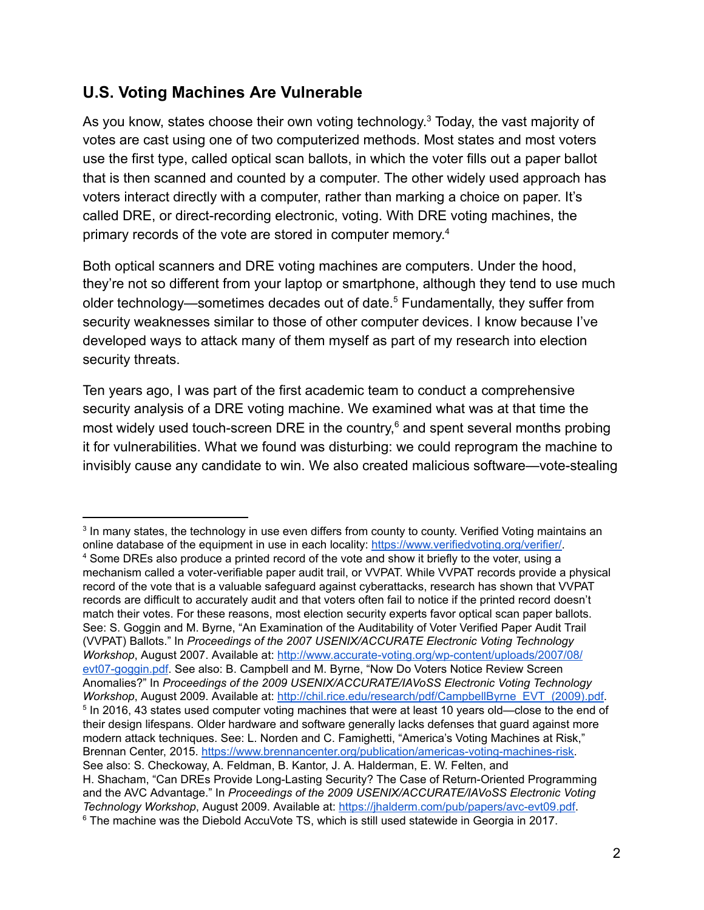## U.S. Voting Machines Are Vulnerable

As you know, states choose their own voting technology.[3] Today, the vast majority of votes are cast using one of two computerized methods. Most states and most voters use the first type, called optical scan ballots, in which the voter fills out a paper ballot that is then scanned and counted by a computer. The other widely used approach has voters interact directly with a computer, rather than marking a choice on paper. It's called DRE, or direct-recording electronic, voting. With DRE voting machines, the primary records of the vote are stored in computer memory.[4]

Both optical scanners and DRE voting machines are computers. Under the hood, they're not so different from your laptop or smartphone, although they tend to use much older technology—sometimes decades out of date.[5] Fundamentally, they suffer from security weaknesses similar to those of other computer devices. I know because I've developed ways to attack many of them myself as part of my research into election security threats.

Ten years ago, I was part of the first academic team to conduct a comprehensive security analysis of a DRE voting machine. We examined what was at that time the most widely used touch-screen DRE in the country,[6] and spent several months probing it for vulnerabilities. What we found was disturbing: we could reprogram the machine to invisibly cause any candidate to win. We also created malicious software—vote-stealing

---

[3] In many states, the technology in use even differs from county to county. Verified Voting maintains an online database of the equipment in use in each locality: https://www.verifiedvoting.org/verifier/.

[4] Some DREs also produce a printed record of the vote and show it briefly to the voter, using a mechanism called a voter-verifiable paper audit trail, or VVPAT. While VVPAT records provide a physical record of the vote that is a valuable safeguard against cyberattacks, research has shown that VVPAT records are difficult to accurately audit and that voters often fail to notice if the printed record doesn't match their votes. For these reasons, most election security experts favor optical scan paper ballots. See: S. Goggin and M. Byrne, "An Examination of the Auditability of Voter Verified Paper Audit Trail (VVPAT) Ballots." In *Proceedings of the 2007 USENIX/ACCURATE Electronic Voting Technology Workshop*, August 2007. Available at: http://www.accurate-voting.org/wp-content/uploads/2007/08/evt07-goggin.pdf. See also: B. Campbell and M. Byrne, "Now Do Voters Notice Review Screen Anomalies?" In *Proceedings of the 2009 USENIX/ACCURATE/IAVoSS Electronic Voting Technology Workshop*, August 2009. Available at: http://chil.rice.edu/research/pdf/CampbellByrne_EVT_(2009).pdf.

[5] In 2016, 43 states used computer voting machines that were at least 10 years old—close to the end of their design lifespans. Older hardware and software generally lacks defenses that guard against more modern attack techniques. See: L. Norden and C. Famighetti, "America's Voting Machines at Risk," Brennan Center, 2015. https://www.brennancenter.org/publication/americas-voting-machines-risk. See also: S. Checkoway, A. Feldman, B. Kantor, J. A. Halderman, E. W. Felten, and H. Shacham, "Can DREs Provide Long-Lasting Security? The Case of Return-Oriented Programming and the AVC Advantage." In *Proceedings of the 2009 USENIX/ACCURATE/IAVoSS Electronic Voting Technology Workshop*, August 2009. Available at: https://jhalderm.com/pub/papers/avc-evt09.pdf.

[6] The machine was the Diebold AccuVote TS, which is still used statewide in Georgia in 2017.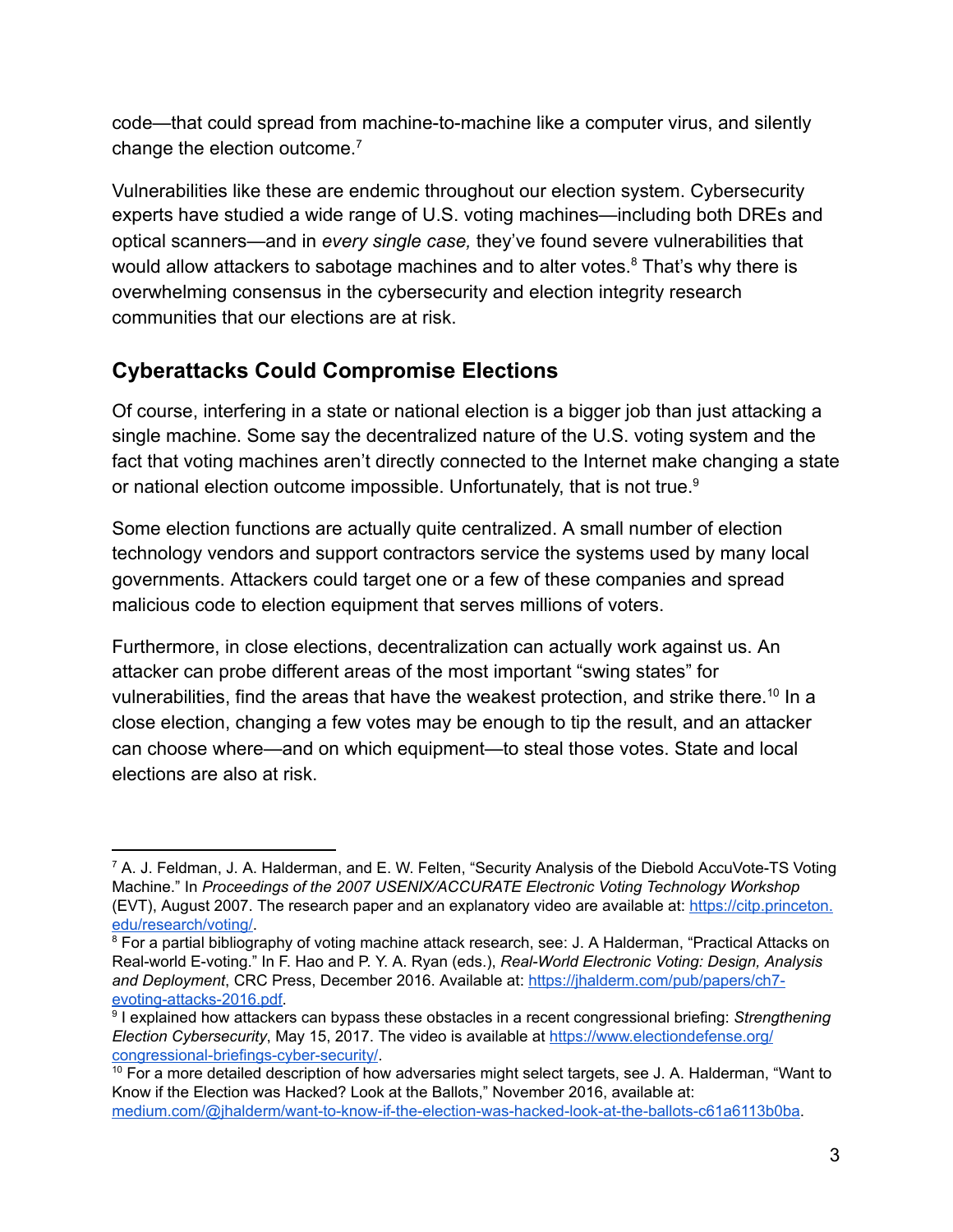code—that could spread from machine-to-machine like a computer virus, and silently change the election outcome.[7]

Vulnerabilities like these are endemic throughout our election system. Cybersecurity experts have studied a wide range of U.S. voting machines—including both DREs and optical scanners—and in *every single case,* they've found severe vulnerabilities that would allow attackers to sabotage machines and to alter votes.[8] That's why there is overwhelming consensus in the cybersecurity and election integrity research communities that our elections are at risk.

## Cyberattacks Could Compromise Elections

Of course, interfering in a state or national election is a bigger job than just attacking a single machine. Some say the decentralized nature of the U.S. voting system and the fact that voting machines aren't directly connected to the Internet make changing a state or national election outcome impossible. Unfortunately, that is not true.[9]

Some election functions are actually quite centralized. A small number of election technology vendors and support contractors service the systems used by many local governments. Attackers could target one or a few of these companies and spread malicious code to election equipment that serves millions of voters.

Furthermore, in close elections, decentralization can actually work against us. An attacker can probe different areas of the most important "swing states" for vulnerabilities, find the areas that have the weakest protection, and strike there.[10] In a close election, changing a few votes may be enough to tip the result, and an attacker can choose where—and on which equipment—to steal those votes. State and local elections are also at risk.

---

[7] A. J. Feldman, J. A. Halderman, and E. W. Felten, "Security Analysis of the Diebold AccuVote-TS Voting Machine." In *Proceedings of the 2007 USENIX/ACCURATE Electronic Voting Technology Workshop* (EVT), August 2007. The research paper and an explanatory video are available at: https://citp.princeton.edu/research/voting/.

[8] For a partial bibliography of voting machine attack research, see: J. A Halderman, "Practical Attacks on Real-world E-voting." In F. Hao and P. Y. A. Ryan (eds.), *Real-World Electronic Voting: Design, Analysis and Deployment*, CRC Press, December 2016. Available at: https://jhalderm.com/pub/papers/ch7-evoting-attacks-2016.pdf.

[9] I explained how attackers can bypass these obstacles in a recent congressional briefing: *Strengthening Election Cybersecurity*, May 15, 2017. The video is available at https://www.electiondefense.org/congressional-briefings-cyber-security/.

[10] For a more detailed description of how adversaries might select targets, see J. A. Halderman, "Want to Know if the Election was Hacked? Look at the Ballots," November 2016, available at: medium.com/@jhalderm/want-to-know-if-the-election-was-hacked-look-at-the-ballots-c61a6113b0ba.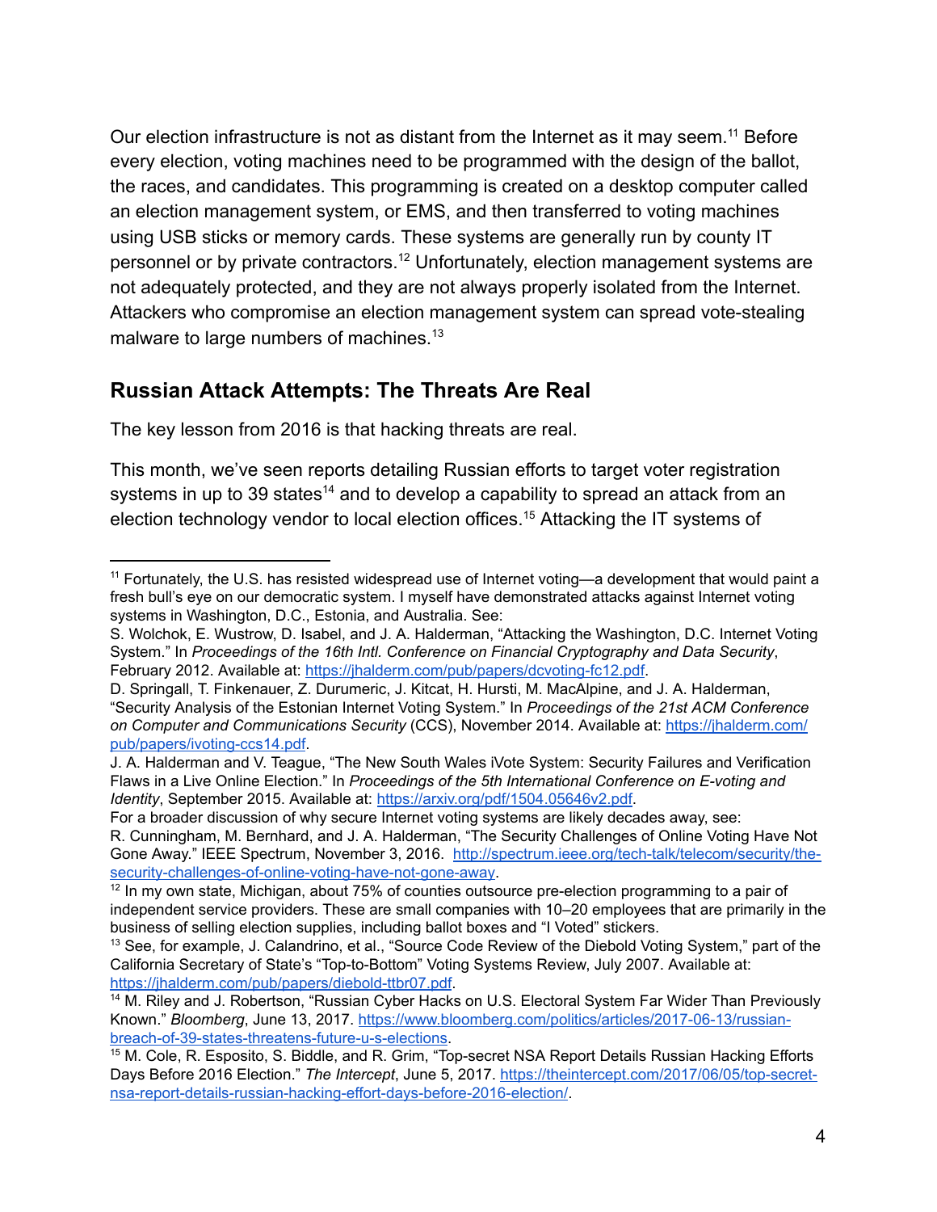Our election infrastructure is not as distant from the Internet as it may seem.[11] Before every election, voting machines need to be programmed with the design of the ballot, the races, and candidates. This programming is created on a desktop computer called an election management system, or EMS, and then transferred to voting machines using USB sticks or memory cards. These systems are generally run by county IT personnel or by private contractors.[12] Unfortunately, election management systems are not adequately protected, and they are not always properly isolated from the Internet. Attackers who compromise an election management system can spread vote-stealing malware to large numbers of machines.[13]

## Russian Attack Attempts: The Threats Are Real

The key lesson from 2016 is that hacking threats are real.

This month, we've seen reports detailing Russian efforts to target voter registration systems in up to 39 states[14] and to develop a capability to spread an attack from an election technology vendor to local election offices.[15] Attacking the IT systems of

---

[11] Fortunately, the U.S. has resisted widespread use of Internet voting—a development that would paint a fresh bull's eye on our democratic system. I myself have demonstrated attacks against Internet voting systems in Washington, D.C., Estonia, and Australia. See:
S. Wolchok, E. Wustrow, D. Isabel, and J. A. Halderman, "Attacking the Washington, D.C. Internet Voting System." In *Proceedings of the 16th Intl. Conference on Financial Cryptography and Data Security*, February 2012. Available at: https://jhalderm.com/pub/papers/dcvoting-fc12.pdf.
D. Springall, T. Finkenauer, Z. Durumeric, J. Kitcat, H. Hursti, M. MacAlpine, and J. A. Halderman, "Security Analysis of the Estonian Internet Voting System." In *Proceedings of the 21st ACM Conference on Computer and Communications Security* (CCS), November 2014. Available at: https://jhalderm.com/pub/papers/ivoting-ccs14.pdf.
J. A. Halderman and V. Teague, "The New South Wales iVote System: Security Failures and Verification Flaws in a Live Online Election." In *Proceedings of the 5th International Conference on E-voting and Identity*, September 2015. Available at: https://arxiv.org/pdf/1504.05646v2.pdf.
For a broader discussion of why secure Internet voting systems are likely decades away, see:
R. Cunningham, M. Bernhard, and J. A. Halderman, "The Security Challenges of Online Voting Have Not Gone Away." IEEE Spectrum, November 3, 2016. http://spectrum.ieee.org/tech-talk/telecom/security/the-security-challenges-of-online-voting-have-not-gone-away.

[12] In my own state, Michigan, about 75% of counties outsource pre-election programming to a pair of independent service providers. These are small companies with 10–20 employees that are primarily in the business of selling election supplies, including ballot boxes and "I Voted" stickers.

[13] See, for example, J. Calandrino, et al., "Source Code Review of the Diebold Voting System," part of the California Secretary of State's "Top-to-Bottom" Voting Systems Review, July 2007. Available at: https://jhalderm.com/pub/papers/diebold-ttbr07.pdf.

[14] M. Riley and J. Robertson, "Russian Cyber Hacks on U.S. Electoral System Far Wider Than Previously Known." *Bloomberg*, June 13, 2017. https://www.bloomberg.com/politics/articles/2017-06-13/russian-breach-of-39-states-threatens-future-u-s-elections.

[15] M. Cole, R. Esposito, S. Biddle, and R. Grim, "Top-secret NSA Report Details Russian Hacking Efforts Days Before 2016 Election." *The Intercept*, June 5, 2017. https://theintercept.com/2017/06/05/top-secret-nsa-report-details-russian-hacking-effort-days-before-2016-election/.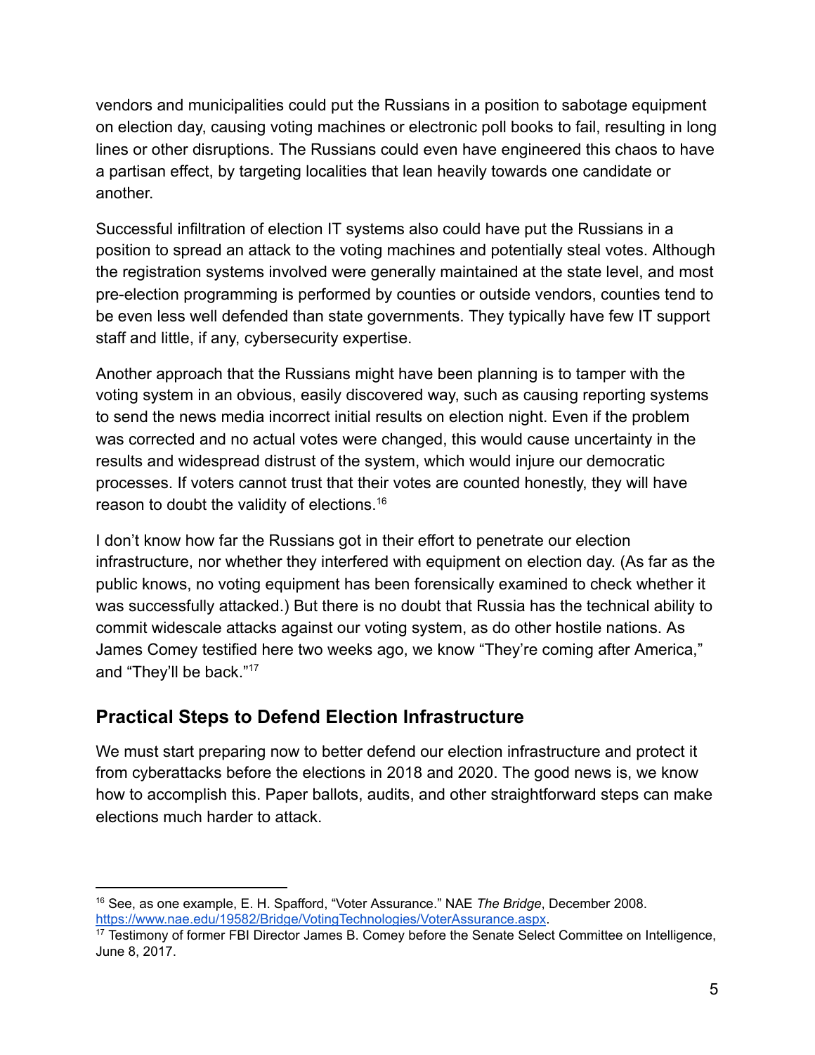vendors and municipalities could put the Russians in a position to sabotage equipment on election day, causing voting machines or electronic poll books to fail, resulting in long lines or other disruptions. The Russians could even have engineered this chaos to have a partisan effect, by targeting localities that lean heavily towards one candidate or another.

Successful infiltration of election IT systems also could have put the Russians in a position to spread an attack to the voting machines and potentially steal votes. Although the registration systems involved were generally maintained at the state level, and most pre-election programming is performed by counties or outside vendors, counties tend to be even less well defended than state governments. They typically have few IT support staff and little, if any, cybersecurity expertise.

Another approach that the Russians might have been planning is to tamper with the voting system in an obvious, easily discovered way, such as causing reporting systems to send the news media incorrect initial results on election night. Even if the problem was corrected and no actual votes were changed, this would cause uncertainty in the results and widespread distrust of the system, which would injure our democratic processes. If voters cannot trust that their votes are counted honestly, they will have reason to doubt the validity of elections.[16]

I don't know how far the Russians got in their effort to penetrate our election infrastructure, nor whether they interfered with equipment on election day. (As far as the public knows, no voting equipment has been forensically examined to check whether it was successfully attacked.) But there is no doubt that Russia has the technical ability to commit widescale attacks against our voting system, as do other hostile nations. As James Comey testified here two weeks ago, we know "They're coming after America," and "They'll be back."[17]

## Practical Steps to Defend Election Infrastructure

We must start preparing now to better defend our election infrastructure and protect it from cyberattacks before the elections in 2018 and 2020. The good news is, we know how to accomplish this. Paper ballots, audits, and other straightforward steps can make elections much harder to attack.

---

[16] See, as one example, E. H. Spafford, "Voter Assurance." NAE *The Bridge*, December 2008. https://www.nae.edu/19582/Bridge/VotingTechnologies/VoterAssurance.aspx.

[17] Testimony of former FBI Director James B. Comey before the Senate Select Committee on Intelligence, June 8, 2017.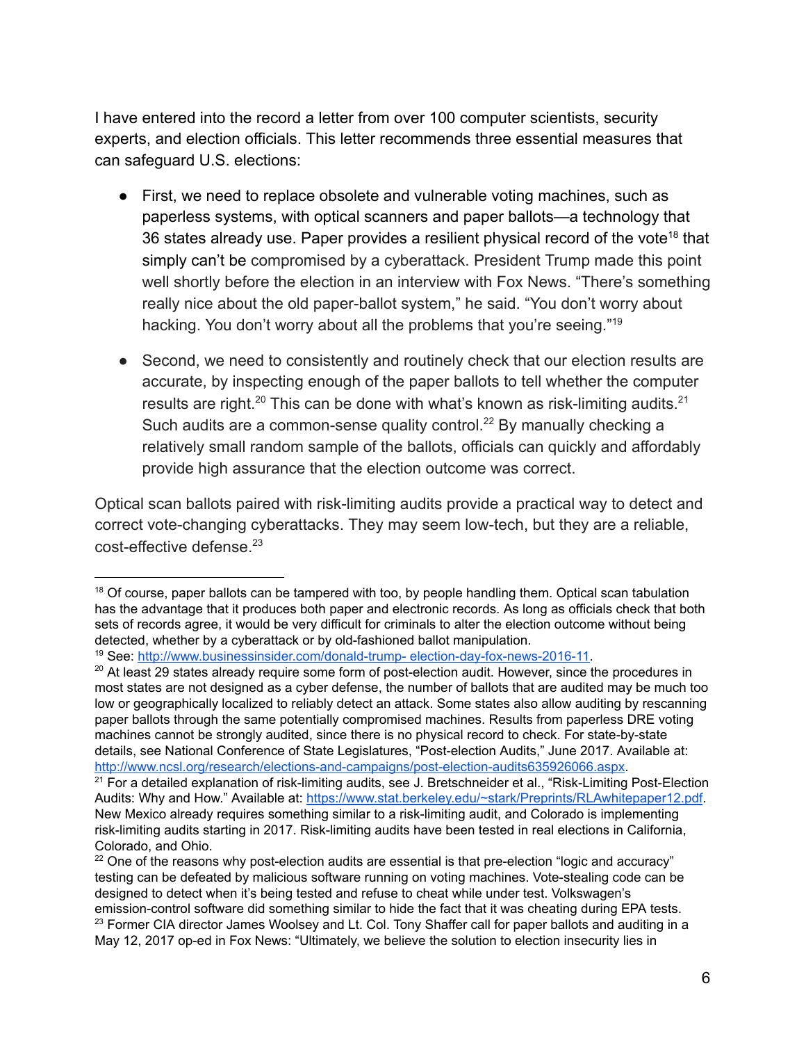I have entered into the record a letter from over 100 computer scientists, security experts, and election officials. This letter recommends three essential measures that can safeguard U.S. elections:

- First, we need to replace obsolete and vulnerable voting machines, such as paperless systems, with optical scanners and paper ballots—a technology that 36 states already use. Paper provides a resilient physical record of the vote[18] that simply can't be compromised by a cyberattack. President Trump made this point well shortly before the election in an interview with Fox News. "There's something really nice about the old paper-ballot system," he said. "You don't worry about hacking. You don't worry about all the problems that you're seeing."[19]

- Second, we need to consistently and routinely check that our election results are accurate, by inspecting enough of the paper ballots to tell whether the computer results are right.[20] This can be done with what's known as risk-limiting audits.[21] Such audits are a common-sense quality control.[22] By manually checking a relatively small random sample of the ballots, officials can quickly and affordably provide high assurance that the election outcome was correct.

Optical scan ballots paired with risk-limiting audits provide a practical way to detect and correct vote-changing cyberattacks. They may seem low-tech, but they are a reliable, cost-effective defense.[23]

---

[18] Of course, paper ballots can be tampered with too, by people handling them. Optical scan tabulation has the advantage that it produces both paper and electronic records. As long as officials check that both sets of records agree, it would be very difficult for criminals to alter the election outcome without being detected, whether by a cyberattack or by old-fashioned ballot manipulation.

[19] See: http://www.businessinsider.com/donald-trump- election-day-fox-news-2016-11.

[20] At least 29 states already require some form of post-election audit. However, since the procedures in most states are not designed as a cyber defense, the number of ballots that are audited may be much too low or geographically localized to reliably detect an attack. Some states also allow auditing by rescanning paper ballots through the same potentially compromised machines. Results from paperless DRE voting machines cannot be strongly audited, since there is no physical record to check. For state-by-state details, see National Conference of State Legislatures, "Post-election Audits," June 2017. Available at: http://www.ncsl.org/research/elections-and-campaigns/post-election-audits635926066.aspx.

[21] For a detailed explanation of risk-limiting audits, see J. Bretschneider et al., "Risk-Limiting Post-Election Audits: Why and How." Available at: https://www.stat.berkeley.edu/~stark/Preprints/RLAwhitepaper12.pdf. New Mexico already requires something similar to a risk-limiting audit, and Colorado is implementing risk-limiting audits starting in 2017. Risk-limiting audits have been tested in real elections in California, Colorado, and Ohio.

[22] One of the reasons why post-election audits are essential is that pre-election "logic and accuracy" testing can be defeated by malicious software running on voting machines. Vote-stealing code can be designed to detect when it's being tested and refuse to cheat while under test. Volkswagen's emission-control software did something similar to hide the fact that it was cheating during EPA tests.

[23] Former CIA director James Woolsey and Lt. Col. Tony Shaffer call for paper ballots and auditing in a May 12, 2017 op-ed in Fox News: "Ultimately, we believe the solution to election insecurity lies in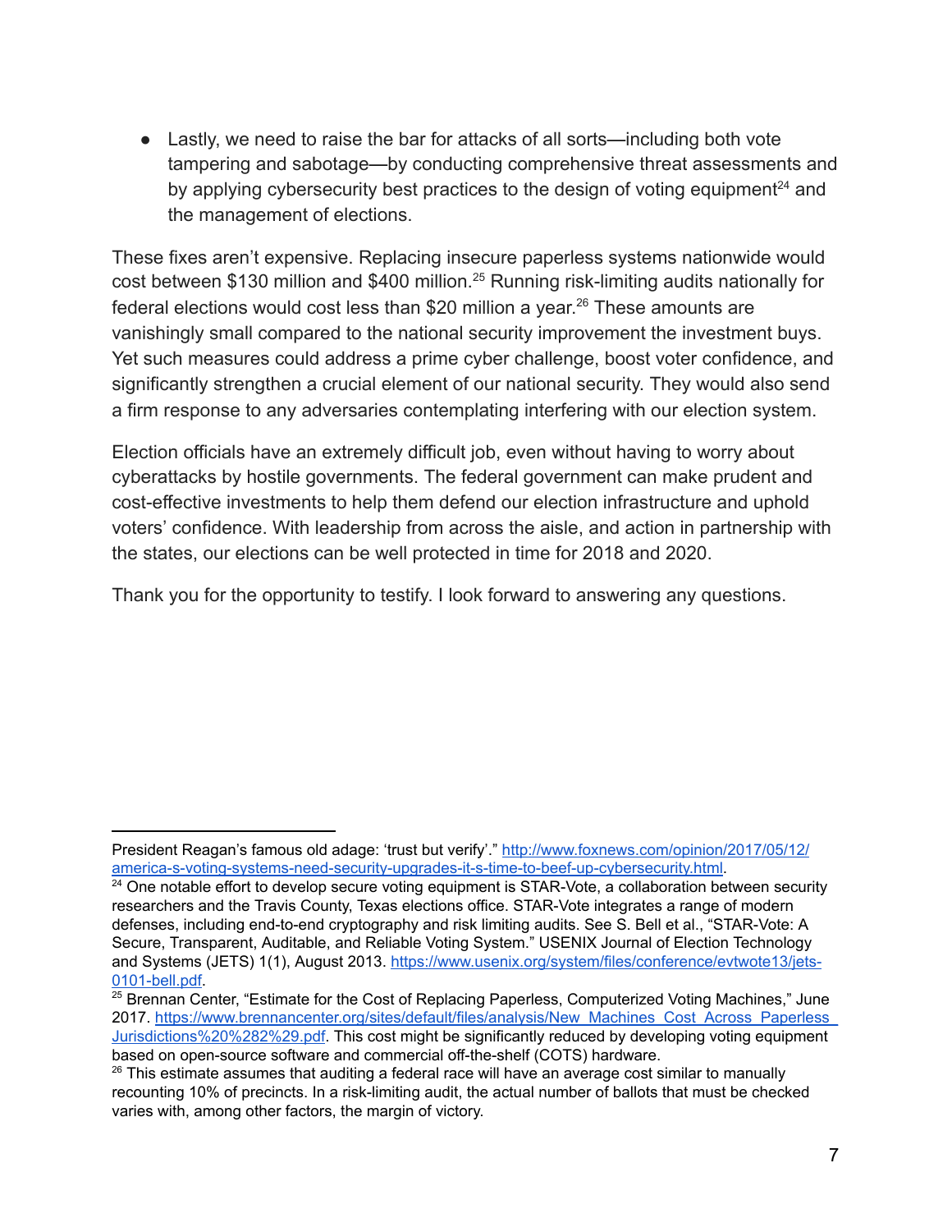- Lastly, we need to raise the bar for attacks of all sorts—including both vote tampering and sabotage—by conducting comprehensive threat assessments and by applying cybersecurity best practices to the design of voting equipment[24] and the management of elections.

These fixes aren't expensive. Replacing insecure paperless systems nationwide would cost between $130 million and $400 million.[25] Running risk-limiting audits nationally for federal elections would cost less than $20 million a year.[26] These amounts are vanishingly small compared to the national security improvement the investment buys. Yet such measures could address a prime cyber challenge, boost voter confidence, and significantly strengthen a crucial element of our national security. They would also send a firm response to any adversaries contemplating interfering with our election system.

Election officials have an extremely difficult job, even without having to worry about cyberattacks by hostile governments. The federal government can make prudent and cost-effective investments to help them defend our election infrastructure and uphold voters' confidence. With leadership from across the aisle, and action in partnership with the states, our elections can be well protected in time for 2018 and 2020.

Thank you for the opportunity to testify. I look forward to answering any questions.

---

President Reagan's famous old adage: 'trust but verify'." http://www.foxnews.com/opinion/2017/05/12/america-s-voting-systems-need-security-upgrades-it-s-time-to-beef-up-cybersecurity.html.

[24] One notable effort to develop secure voting equipment is STAR-Vote, a collaboration between security researchers and the Travis County, Texas elections office. STAR-Vote integrates a range of modern defenses, including end-to-end cryptography and risk limiting audits. See S. Bell et al., "STAR-Vote: A Secure, Transparent, Auditable, and Reliable Voting System." USENIX Journal of Election Technology and Systems (JETS) 1(1), August 2013. https://www.usenix.org/system/files/conference/evtwote13/jets-0101-bell.pdf.

[25] Brennan Center, "Estimate for the Cost of Replacing Paperless, Computerized Voting Machines," June 2017. https://www.brennancenter.org/sites/default/files/analysis/New_Machines_Cost_Across_Paperless_Jurisdictions%20%282%29.pdf. This cost might be significantly reduced by developing voting equipment based on open-source software and commercial off-the-shelf (COTS) hardware.

[26] This estimate assumes that auditing a federal race will have an average cost similar to manually recounting 10% of precincts. In a risk-limiting audit, the actual number of ballots that must be checked varies with, among other factors, the margin of victory.